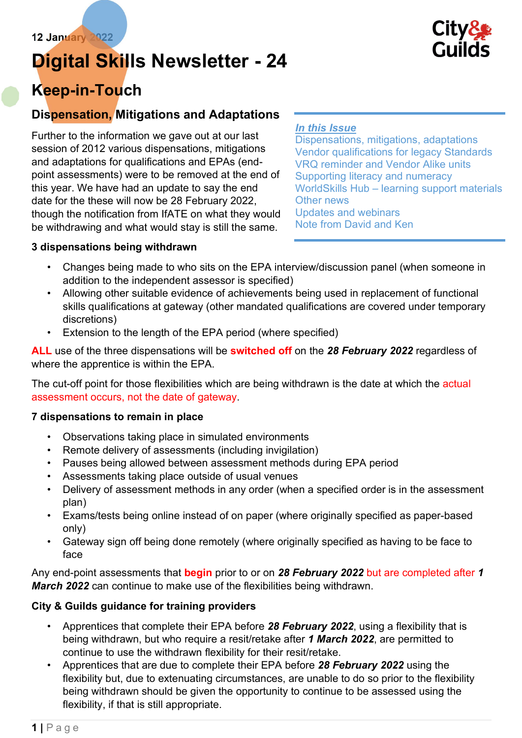12 January 2022

# Digital Skills Newsletter - 24

## Keep-in-Touch

### Dispensation, Mitigations and Adaptations

***In this Issue***
Dispensations, mitigations, adaptations
Vendor qualifications for legacy Standards
VRQ reminder and Vendor Alike units
Supporting literacy and numeracy
WorldSkills Hub – learning support materials
Other news
Updates and webinars
Note from David and Ken

Further to the information we gave out at our last session of 2012 various dispensations, mitigations and adaptations for qualifications and EPAs (end-point assessments) were to be removed at the end of this year. We have had an update to say the end date for the these will now be 28 February 2022, though the notification from IfATE on what they would be withdrawing and what would stay is still the same.

**3 dispensations being withdrawn**

- Changes being made to who sits on the EPA interview/discussion panel (when someone in addition to the independent assessor is specified)
- Allowing other suitable evidence of achievements being used in replacement of functional skills qualifications at gateway (other mandated qualifications are covered under temporary discretions)
- Extension to the length of the EPA period (where specified)

**ALL** use of the three dispensations will be **switched off** on the ***28 February 2022*** regardless of where the apprentice is within the EPA.

The cut-off point for those flexibilities which are being withdrawn is the date at which the actual assessment occurs, not the date of gateway.

**7 dispensations to remain in place**

- Observations taking place in simulated environments
- Remote delivery of assessments (including invigilation)
- Pauses being allowed between assessment methods during EPA period
- Assessments taking place outside of usual venues
- Delivery of assessment methods in any order (when a specified order is in the assessment plan)
- Exams/tests being online instead of on paper (where originally specified as paper-based only)
- Gateway sign off being done remotely (where originally specified as having to be face to face

Any end-point assessments that **begin** prior to or on ***28 February 2022*** but are completed after ***1 March 2022*** can continue to make use of the flexibilities being withdrawn.

**City & Guilds guidance for training providers**

- Apprentices that complete their EPA before ***28 February 2022***, using a flexibility that is being withdrawn, but who require a resit/retake after ***1 March 2022***, are permitted to continue to use the withdrawn flexibility for their resit/retake.
- Apprentices that are due to complete their EPA before ***28 February 2022*** using the flexibility but, due to extenuating circumstances, are unable to do so prior to the flexibility being withdrawn should be given the opportunity to continue to be assessed using the flexibility, if that is still appropriate.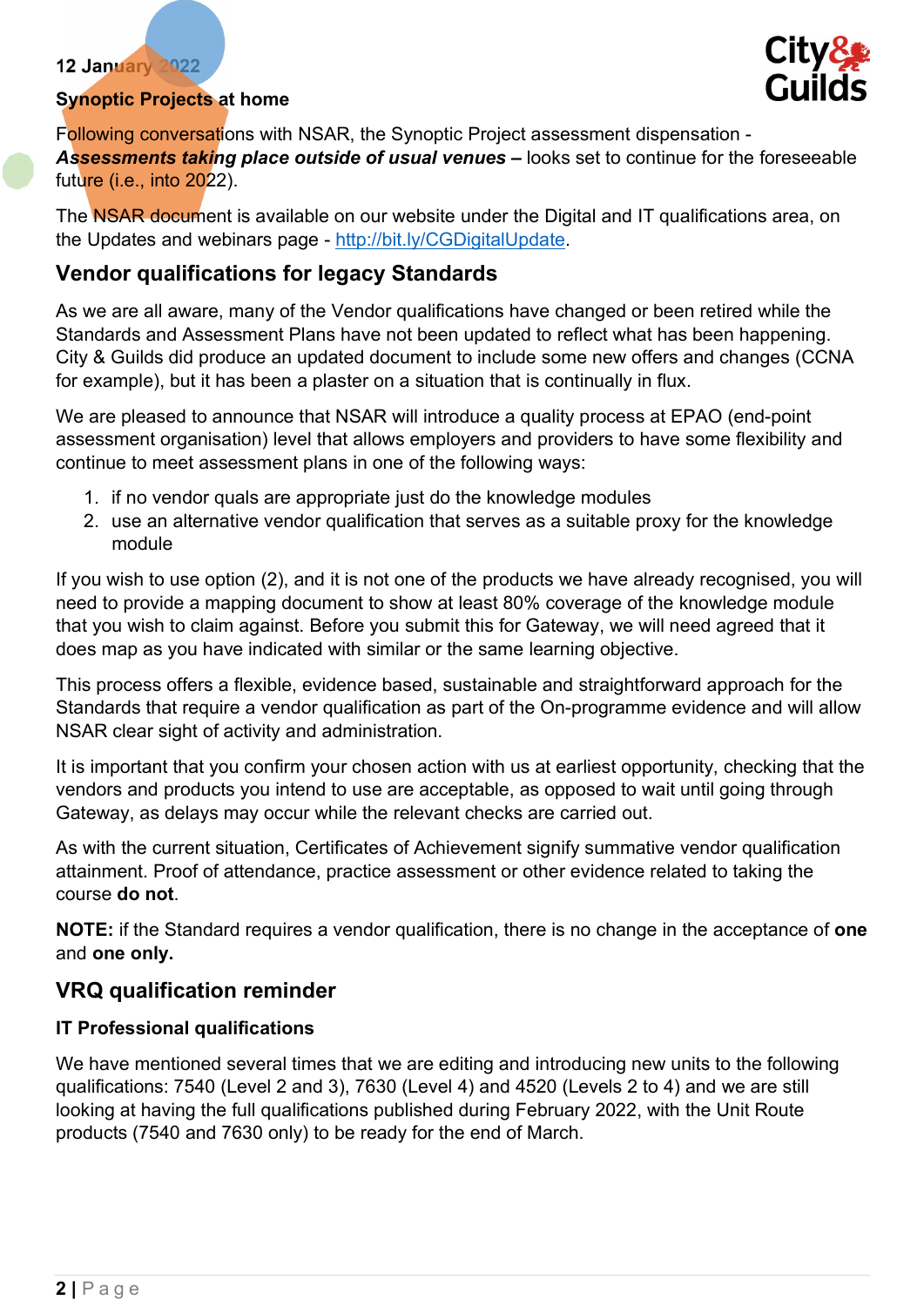12 January 2022

**Synoptic Projects at home**

Following conversations with NSAR, the Synoptic Project assessment dispensation - ***Assessments taking place outside of usual venues –*** looks set to continue for the foreseeable future (i.e., into 2022).

The NSAR document is available on our website under the Digital and IT qualifications area, on the Updates and webinars page - [http://bit.ly/CGDigitalUpdate](http://bit.ly/CGDigitalUpdate).

## Vendor qualifications for legacy Standards

As we are all aware, many of the Vendor qualifications have changed or been retired while the Standards and Assessment Plans have not been updated to reflect what has been happening. City & Guilds did produce an updated document to include some new offers and changes (CCNA for example), but it has been a plaster on a situation that is continually in flux.

We are pleased to announce that NSAR will introduce a quality process at EPAO (end-point assessment organisation) level that allows employers and providers to have some flexibility and continue to meet assessment plans in one of the following ways:

1. if no vendor quals are appropriate just do the knowledge modules
2. use an alternative vendor qualification that serves as a suitable proxy for the knowledge module

If you wish to use option (2), and it is not one of the products we have already recognised, you will need to provide a mapping document to show at least 80% coverage of the knowledge module that you wish to claim against. Before you submit this for Gateway, we will need agreed that it does map as you have indicated with similar or the same learning objective.

This process offers a flexible, evidence based, sustainable and straightforward approach for the Standards that require a vendor qualification as part of the On-programme evidence and will allow NSAR clear sight of activity and administration.

It is important that you confirm your chosen action with us at earliest opportunity, checking that the vendors and products you intend to use are acceptable, as opposed to wait until going through Gateway, as delays may occur while the relevant checks are carried out.

As with the current situation, Certificates of Achievement signify summative vendor qualification attainment. Proof of attendance, practice assessment or other evidence related to taking the course **do not**.

**NOTE:** if the Standard requires a vendor qualification, there is no change in the acceptance of **one** and **one only.**

## VRQ qualification reminder

### IT Professional qualifications

We have mentioned several times that we are editing and introducing new units to the following qualifications: 7540 (Level 2 and 3), 7630 (Level 4) and 4520 (Levels 2 to 4) and we are still looking at having the full qualifications published during February 2022, with the Unit Route products (7540 and 7630 only) to be ready for the end of March.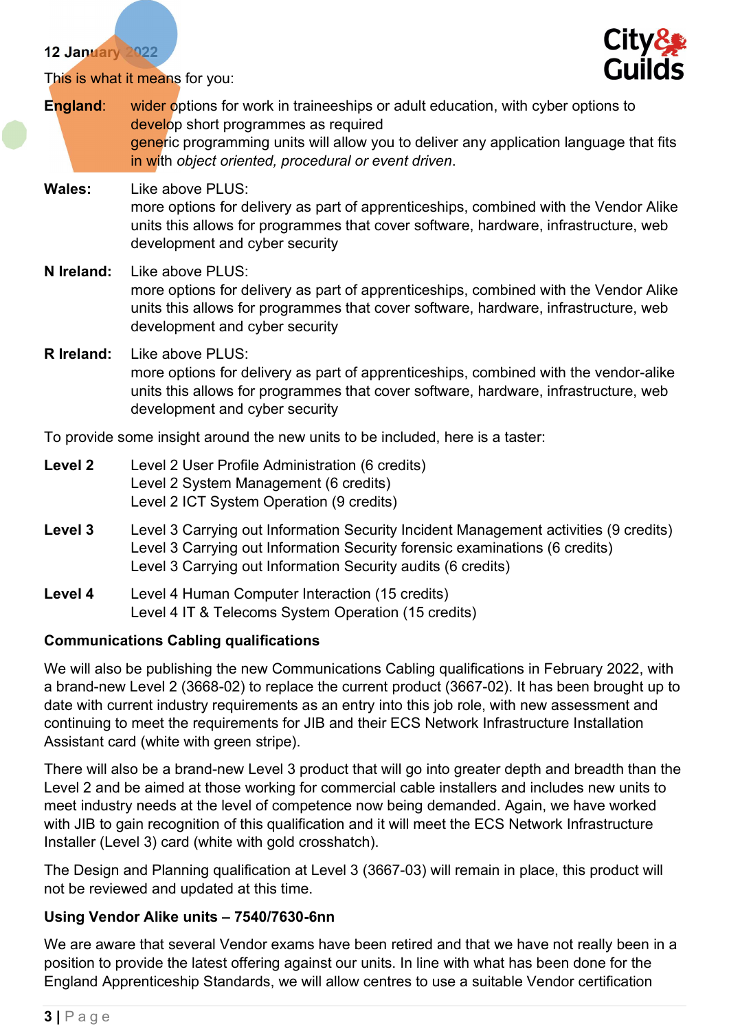12 January 2022

This is what it means for you:

**England**: wider options for work in traineeships or adult education, with cyber options to develop short programmes as required
generic programming units will allow you to deliver any application language that fits in with *object oriented, procedural or event driven*.

**Wales:** Like above PLUS:
more options for delivery as part of apprenticeships, combined with the Vendor Alike units this allows for programmes that cover software, hardware, infrastructure, web development and cyber security

**N Ireland:** Like above PLUS:
more options for delivery as part of apprenticeships, combined with the Vendor Alike units this allows for programmes that cover software, hardware, infrastructure, web development and cyber security

**R Ireland:** Like above PLUS:
more options for delivery as part of apprenticeships, combined with the vendor-alike units this allows for programmes that cover software, hardware, infrastructure, web development and cyber security

To provide some insight around the new units to be included, here is a taster:

**Level 2**
Level 2 User Profile Administration (6 credits)
Level 2 System Management (6 credits)
Level 2 ICT System Operation (9 credits)

**Level 3**
Level 3 Carrying out Information Security Incident Management activities (9 credits)
Level 3 Carrying out Information Security forensic examinations (6 credits)
Level 3 Carrying out Information Security audits (6 credits)

**Level 4**
Level 4 Human Computer Interaction (15 credits)
Level 4 IT & Telecoms System Operation (15 credits)

**Communications Cabling qualifications**

We will also be publishing the new Communications Cabling qualifications in February 2022, with a brand-new Level 2 (3668-02) to replace the current product (3667-02). It has been brought up to date with current industry requirements as an entry into this job role, with new assessment and continuing to meet the requirements for JIB and their ECS Network Infrastructure Installation Assistant card (white with green stripe).

There will also be a brand-new Level 3 product that will go into greater depth and breadth than the Level 2 and be aimed at those working for commercial cable installers and includes new units to meet industry needs at the level of competence now being demanded. Again, we have worked with JIB to gain recognition of this qualification and it will meet the ECS Network Infrastructure Installer (Level 3) card (white with gold crosshatch).

The Design and Planning qualification at Level 3 (3667-03) will remain in place, this product will not be reviewed and updated at this time.

**Using Vendor Alike units – 7540/7630-6nn**

We are aware that several Vendor exams have been retired and that we have not really been in a position to provide the latest offering against our units. In line with what has been done for the England Apprenticeship Standards, we will allow centres to use a suitable Vendor certification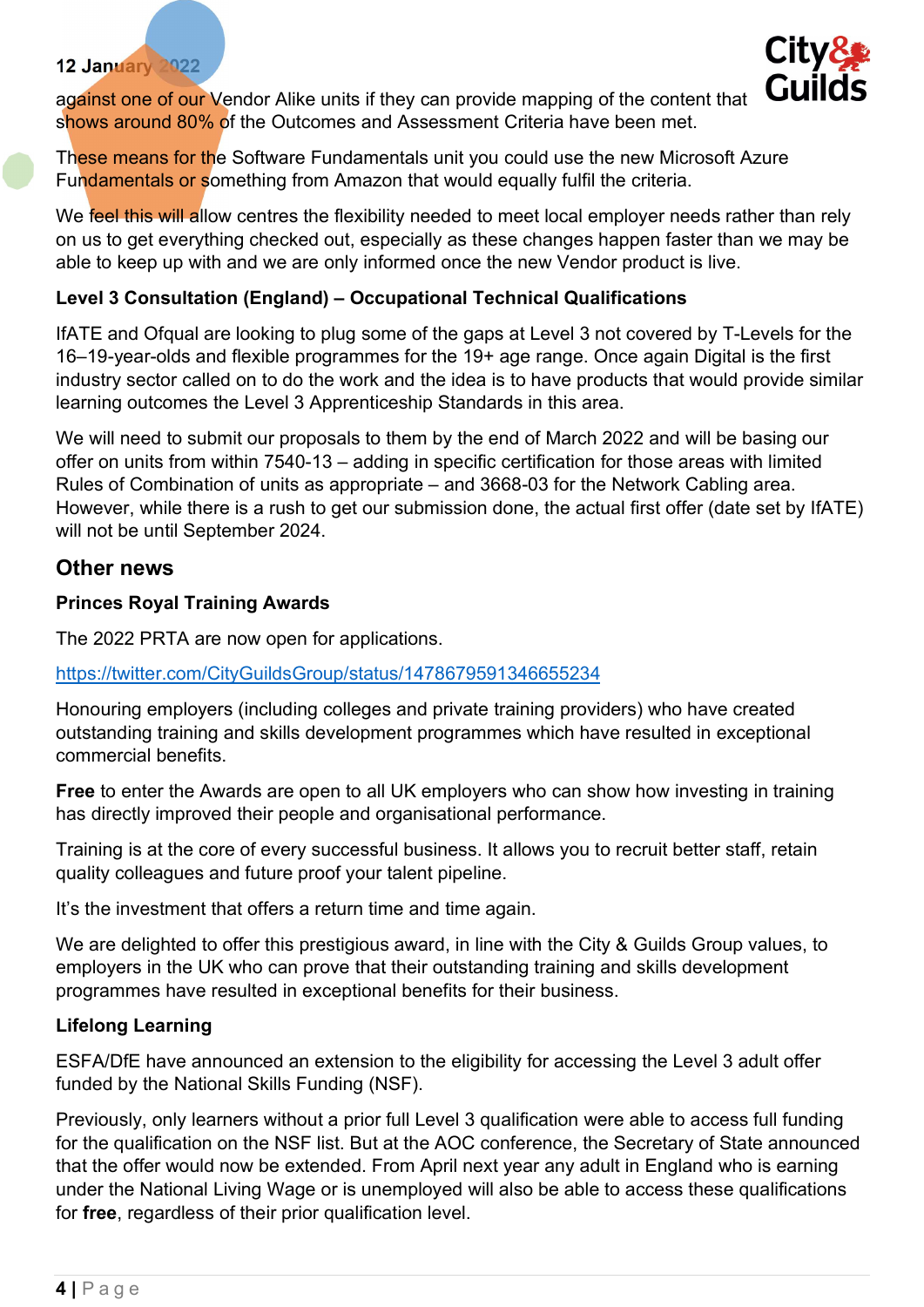against one of our Vendor Alike units if they can provide mapping of the content that shows around 80% of the Outcomes and Assessment Criteria have been met.

These means for the Software Fundamentals unit you could use the new Microsoft Azure Fundamentals or something from Amazon that would equally fulfil the criteria.

We feel this will allow centres the flexibility needed to meet local employer needs rather than rely on us to get everything checked out, especially as these changes happen faster than we may be able to keep up with and we are only informed once the new Vendor product is live.

**Level 3 Consultation (England) – Occupational Technical Qualifications**

IfATE and Ofqual are looking to plug some of the gaps at Level 3 not covered by T-Levels for the 16–19-year-olds and flexible programmes for the 19+ age range. Once again Digital is the first industry sector called on to do the work and the idea is to have products that would provide similar learning outcomes the Level 3 Apprenticeship Standards in this area.

We will need to submit our proposals to them by the end of March 2022 and will be basing our offer on units from within 7540-13 – adding in specific certification for those areas with limited Rules of Combination of units as appropriate – and 3668-03 for the Network Cabling area. However, while there is a rush to get our submission done, the actual first offer (date set by IfATE) will not be until September 2024.

## Other news

**Princes Royal Training Awards**

The 2022 PRTA are now open for applications.

https://twitter.com/CityGuildsGroup/status/1478679591346655234

Honouring employers (including colleges and private training providers) who have created outstanding training and skills development programmes which have resulted in exceptional commercial benefits.

**Free** to enter the Awards are open to all UK employers who can show how investing in training has directly improved their people and organisational performance.

Training is at the core of every successful business. It allows you to recruit better staff, retain quality colleagues and future proof your talent pipeline.

It's the investment that offers a return time and time again.

We are delighted to offer this prestigious award, in line with the City & Guilds Group values, to employers in the UK who can prove that their outstanding training and skills development programmes have resulted in exceptional benefits for their business.

**Lifelong Learning**

ESFA/DfE have announced an extension to the eligibility for accessing the Level 3 adult offer funded by the National Skills Funding (NSF).

Previously, only learners without a prior full Level 3 qualification were able to access full funding for the qualification on the NSF list. But at the AOC conference, the Secretary of State announced that the offer would now be extended. From April next year any adult in England who is earning under the National Living Wage or is unemployed will also be able to access these qualifications for **free**, regardless of their prior qualification level.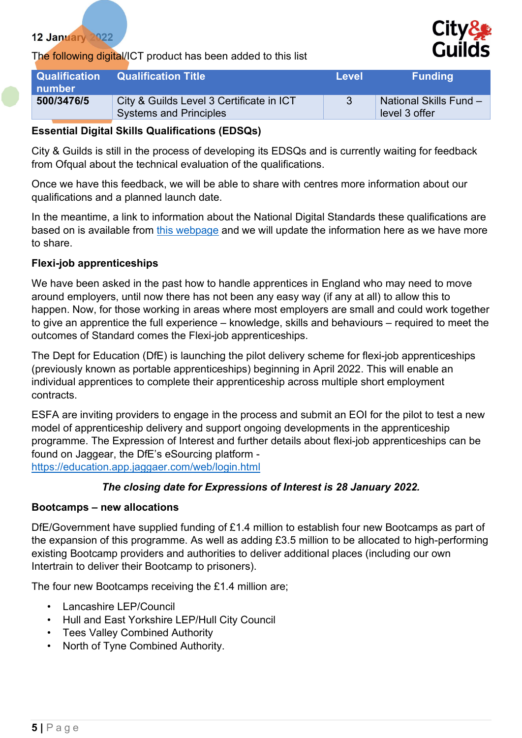12 January 2022

The following digital/ICT product has been added to this list

| Qualification number | Qualification Title | Level | Funding |
|---|---|---|---|
| 500/3476/5 | City & Guilds Level 3 Certificate in ICT Systems and Principles | 3 | National Skills Fund – level 3 offer |

**Essential Digital Skills Qualifications (EDSQs)**

City & Guilds is still in the process of developing its EDSQs and is currently waiting for feedback from Ofqual about the technical evaluation of the qualifications.

Once we have this feedback, we will be able to share with centres more information about our qualifications and a planned launch date.

In the meantime, a link to information about the National Digital Standards these qualifications are based on is available from this webpage and we will update the information here as we have more to share.

**Flexi-job apprenticeships**

We have been asked in the past how to handle apprentices in England who may need to move around employers, until now there has not been any easy way (if any at all) to allow this to happen. Now, for those working in areas where most employers are small and could work together to give an apprentice the full experience – knowledge, skills and behaviours – required to meet the outcomes of Standard comes the Flexi-job apprenticeships.

The Dept for Education (DfE) is launching the pilot delivery scheme for flexi-job apprenticeships (previously known as portable apprenticeships) beginning in April 2022. This will enable an individual apprentices to complete their apprenticeship across multiple short employment contracts.

ESFA are inviting providers to engage in the process and submit an EOI for the pilot to test a new model of apprenticeship delivery and support ongoing developments in the apprenticeship programme. The Expression of Interest and further details about flexi-job apprenticeships can be found on Jaggear, the DfE's eSourcing platform - https://education.app.jaggaer.com/web/login.html

***The closing date for Expressions of Interest is 28 January 2022.***

**Bootcamps – new allocations**

DfE/Government have supplied funding of £1.4 million to establish four new Bootcamps as part of the expansion of this programme. As well as adding £3.5 million to be allocated to high-performing existing Bootcamp providers and authorities to deliver additional places (including our own Intertrain to deliver their Bootcamp to prisoners).

The four new Bootcamps receiving the £1.4 million are;

- Lancashire LEP/Council
- Hull and East Yorkshire LEP/Hull City Council
- Tees Valley Combined Authority
- North of Tyne Combined Authority.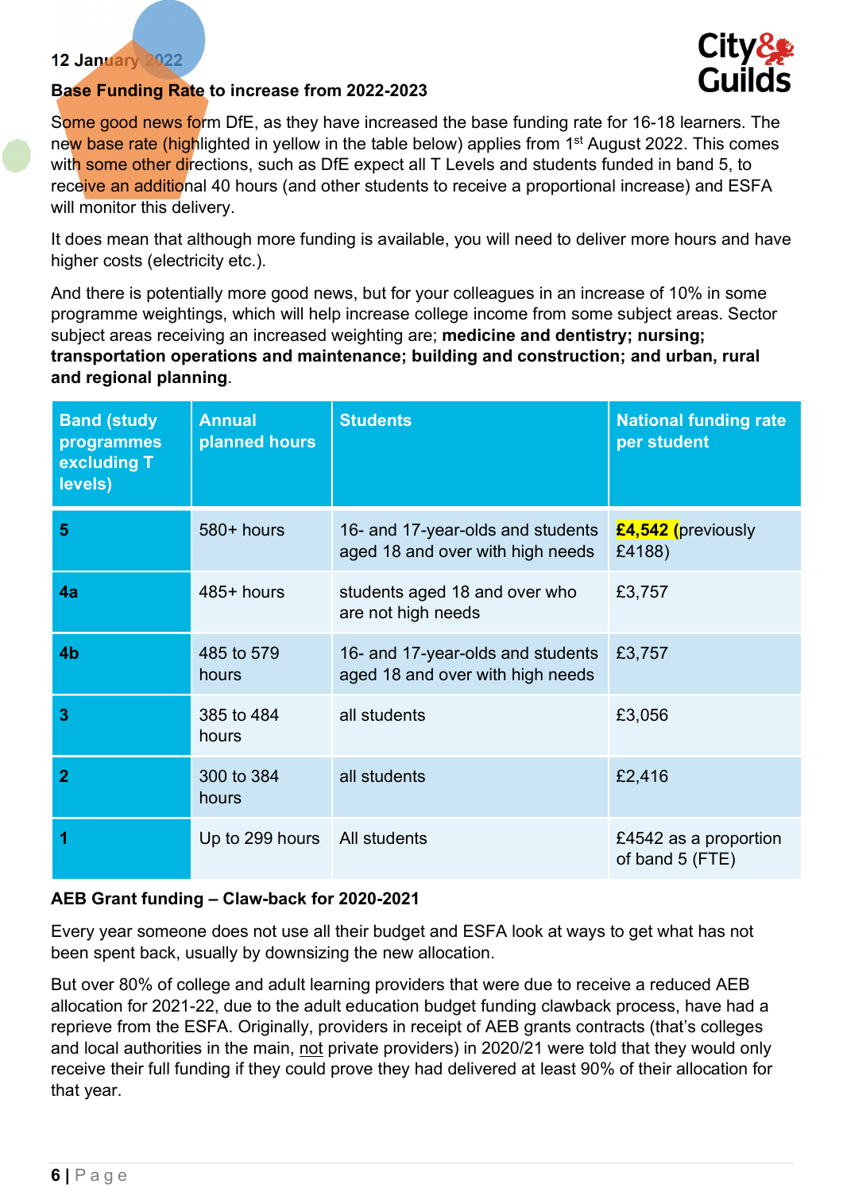12 January 2022

**Base Funding Rate to increase from 2022-2023**

Some good news form DfE, as they have increased the base funding rate for 16-18 learners. The new base rate (highlighted in yellow in the table below) applies from 1st August 2022. This comes with some other directions, such as DfE expect all T Levels and students funded in band 5, to receive an additional 40 hours (and other students to receive a proportional increase) and ESFA will monitor this delivery.

It does mean that although more funding is available, you will need to deliver more hours and have higher costs (electricity etc.).

And there is potentially more good news, but for your colleagues in an increase of 10% in some programme weightings, which will help increase college income from some subject areas. Sector subject areas receiving an increased weighting are; **medicine and dentistry; nursing; transportation operations and maintenance; building and construction; and urban, rural and regional planning**.

| Band (study programmes excluding T levels) | Annual planned hours | Students | National funding rate per student |
|---|---|---|---|
| **5** | 580+ hours | 16- and 17-year-olds and students aged 18 and over with high needs | **£4,542** (previously £4188) |
| **4a** | 485+ hours | students aged 18 and over who are not high needs | £3,757 |
| **4b** | 485 to 579 hours | 16- and 17-year-olds and students aged 18 and over with high needs | £3,757 |
| **3** | 385 to 484 hours | all students | £3,056 |
| **2** | 300 to 384 hours | all students | £2,416 |
| **1** | Up to 299 hours | All students | £4542 as a proportion of band 5 (FTE) |

**AEB Grant funding – Claw-back for 2020-2021**

Every year someone does not use all their budget and ESFA look at ways to get what has not been spent back, usually by downsizing the new allocation.

But over 80% of college and adult learning providers that were due to receive a reduced AEB allocation for 2021-22, due to the adult education budget funding clawback process, have had a reprieve from the ESFA. Originally, providers in receipt of AEB grants contracts (that's colleges and local authorities in the main, not private providers) in 2020/21 were told that they would only receive their full funding if they could prove they had delivered at least 90% of their allocation for that year.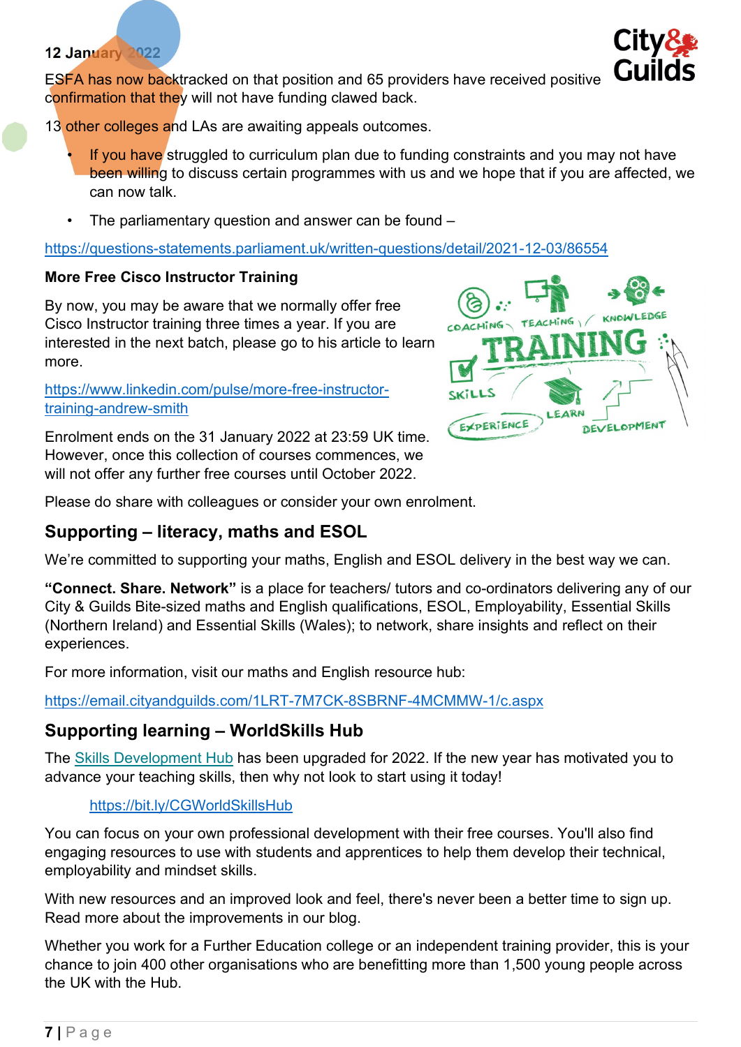12 January 2022

ESFA has now backtracked on that position and 65 providers have received positive confirmation that they will not have funding clawed back.

13 other colleges and LAs are awaiting appeals outcomes.

- If you have struggled to curriculum plan due to funding constraints and you may not have been willing to discuss certain programmes with us and we hope that if you are affected, we can now talk.
- The parliamentary question and answer can be found –

https://questions-statements.parliament.uk/written-questions/detail/2021-12-03/86554

**More Free Cisco Instructor Training**

By now, you may be aware that we normally offer free Cisco Instructor training three times a year. If you are interested in the next batch, please go to his article to learn more.

https://www.linkedin.com/pulse/more-free-instructor-training-andrew-smith

Enrolment ends on the 31 January 2022 at 23:59 UK time. However, once this collection of courses commences, we will not offer any further free courses until October 2022.

Please do share with colleagues or consider your own enrolment.

## Supporting – literacy, maths and ESOL

We're committed to supporting your maths, English and ESOL delivery in the best way we can.

**"Connect. Share. Network"** is a place for teachers/ tutors and co-ordinators delivering any of our City & Guilds Bite-sized maths and English qualifications, ESOL, Employability, Essential Skills (Northern Ireland) and Essential Skills (Wales); to network, share insights and reflect on their experiences.

For more information, visit our maths and English resource hub:

https://email.cityandguilds.com/1LRT-7M7CK-8SBRNF-4MCMMW-1/c.aspx

## Supporting learning – WorldSkills Hub

The Skills Development Hub has been upgraded for 2022. If the new year has motivated you to advance your teaching skills, then why not look to start using it today!

https://bit.ly/CGWorldSkillsHub

You can focus on your own professional development with their free courses. You'll also find engaging resources to use with students and apprentices to help them develop their technical, employability and mindset skills.

With new resources and an improved look and feel, there's never been a better time to sign up. Read more about the improvements in our blog.

Whether you work for a Further Education college or an independent training provider, this is your chance to join 400 other organisations who are benefitting more than 1,500 young people across the UK with the Hub.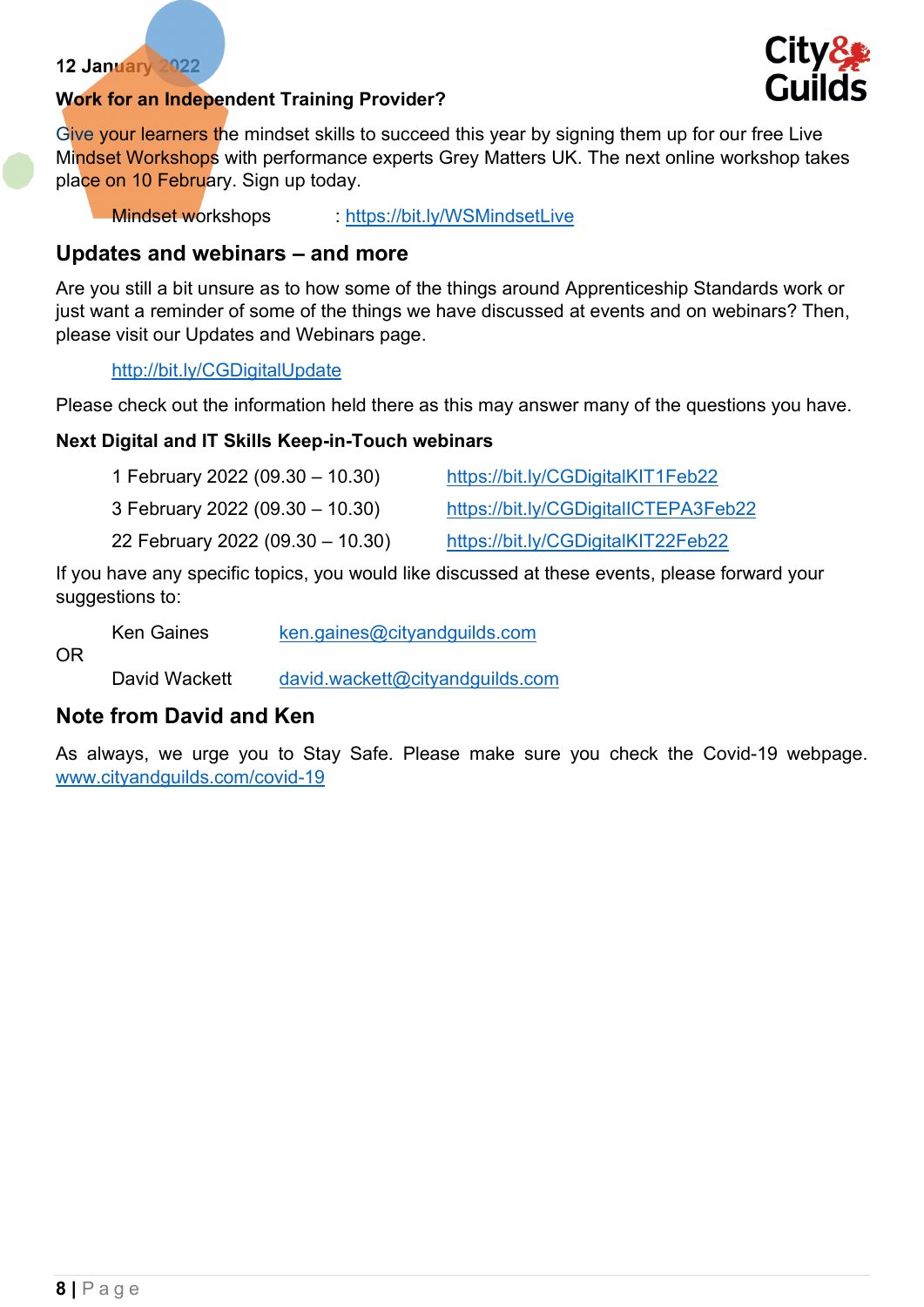12 January 2022

**Work for an Independent Training Provider?**

Give your learners the mindset skills to succeed this year by signing them up for our free Live Mindset Workshops with performance experts Grey Matters UK. The next online workshop takes place on 10 February. Sign up today.

Mindset workshops : https://bit.ly/WSMindsetLive

## Updates and webinars – and more

Are you still a bit unsure as to how some of the things around Apprenticeship Standards work or just want a reminder of some of the things we have discussed at events and on webinars? Then, please visit our Updates and Webinars page.

http://bit.ly/CGDigitalUpdate

Please check out the information held there as this may answer many of the questions you have.

**Next Digital and IT Skills Keep-in-Touch webinars**

| | |
|---|---|
| 1 February 2022 (09.30 – 10.30) | https://bit.ly/CGDigitalKIT1Feb22 |
| 3 February 2022 (09.30 – 10.30) | https://bit.ly/CGDigitalICTEPA3Feb22 |
| 22 February 2022 (09.30 – 10.30) | https://bit.ly/CGDigitalKIT22Feb22 |

If you have any specific topics, you would like discussed at these events, please forward your suggestions to:

Ken Gaines ken.gaines@cityandguilds.com

OR

David Wackett david.wackett@cityandguilds.com

## Note from David and Ken

As always, we urge you to Stay Safe. Please make sure you check the Covid-19 webpage. www.cityandguilds.com/covid-19